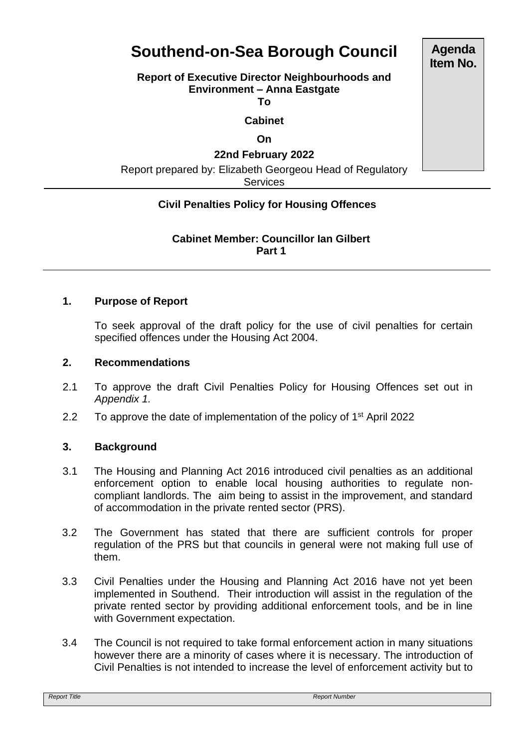# Southend-on-Sea Borough Council

**Agenda Item No.**

**Report of Executive Director Neighbourhoods and Environment – Anna Eastgate**

**To**

**Cabinet**

**On**

**22nd February 2022**

Report prepared by: Elizabeth Georgeou Head of Regulatory Services

**Civil Penalties Policy for Housing Offences**

**Cabinet Member: Councillor Ian Gilbert**
**Part 1**

## 1. Purpose of Report

To seek approval of the draft policy for the use of civil penalties for certain specified offences under the Housing Act 2004.

## 2. Recommendations

2.1 To approve the draft Civil Penalties Policy for Housing Offences set out in *Appendix 1.*

2.2 To approve the date of implementation of the policy of 1st April 2022

## 3. Background

3.1 The Housing and Planning Act 2016 introduced civil penalties as an additional enforcement option to enable local housing authorities to regulate non-compliant landlords. The aim being to assist in the improvement, and standard of accommodation in the private rented sector (PRS).

3.2 The Government has stated that there are sufficient controls for proper regulation of the PRS but that councils in general were not making full use of them.

3.3 Civil Penalties under the Housing and Planning Act 2016 have not yet been implemented in Southend. Their introduction will assist in the regulation of the private rented sector by providing additional enforcement tools, and be in line with Government expectation.

3.4 The Council is not required to take formal enforcement action in many situations however there are a minority of cases where it is necessary. The introduction of Civil Penalties is not intended to increase the level of enforcement activity but to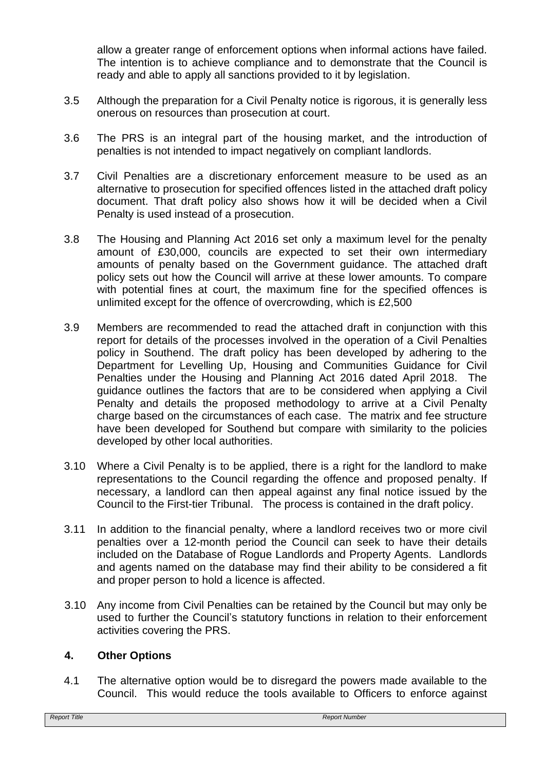allow a greater range of enforcement options when informal actions have failed. The intention is to achieve compliance and to demonstrate that the Council is ready and able to apply all sanctions provided to it by legislation.

3.5 Although the preparation for a Civil Penalty notice is rigorous, it is generally less onerous on resources than prosecution at court.

3.6 The PRS is an integral part of the housing market, and the introduction of penalties is not intended to impact negatively on compliant landlords.

3.7 Civil Penalties are a discretionary enforcement measure to be used as an alternative to prosecution for specified offences listed in the attached draft policy document. That draft policy also shows how it will be decided when a Civil Penalty is used instead of a prosecution.

3.8 The Housing and Planning Act 2016 set only a maximum level for the penalty amount of £30,000, councils are expected to set their own intermediary amounts of penalty based on the Government guidance. The attached draft policy sets out how the Council will arrive at these lower amounts. To compare with potential fines at court, the maximum fine for the specified offences is unlimited except for the offence of overcrowding, which is £2,500

3.9 Members are recommended to read the attached draft in conjunction with this report for details of the processes involved in the operation of a Civil Penalties policy in Southend. The draft policy has been developed by adhering to the Department for Levelling Up, Housing and Communities Guidance for Civil Penalties under the Housing and Planning Act 2016 dated April 2018. The guidance outlines the factors that are to be considered when applying a Civil Penalty and details the proposed methodology to arrive at a Civil Penalty charge based on the circumstances of each case. The matrix and fee structure have been developed for Southend but compare with similarity to the policies developed by other local authorities.

3.10 Where a Civil Penalty is to be applied, there is a right for the landlord to make representations to the Council regarding the offence and proposed penalty. If necessary, a landlord can then appeal against any final notice issued by the Council to the First-tier Tribunal. The process is contained in the draft policy.

3.11 In addition to the financial penalty, where a landlord receives two or more civil penalties over a 12-month period the Council can seek to have their details included on the Database of Rogue Landlords and Property Agents. Landlords and agents named on the database may find their ability to be considered a fit and proper person to hold a licence is affected.

3.10 Any income from Civil Penalties can be retained by the Council but may only be used to further the Council's statutory functions in relation to their enforcement activities covering the PRS.

## 4. Other Options

4.1 The alternative option would be to disregard the powers made available to the Council. This would reduce the tools available to Officers to enforce against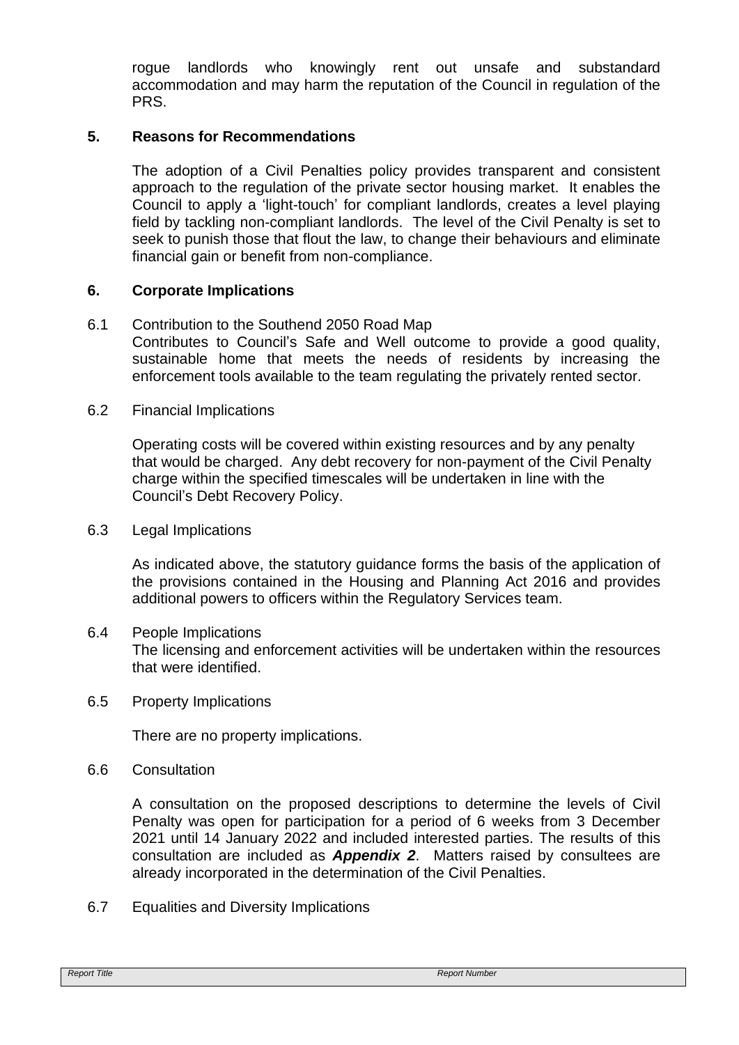rogue landlords who knowingly rent out unsafe and substandard accommodation and may harm the reputation of the Council in regulation of the PRS.

## 5. Reasons for Recommendations

The adoption of a Civil Penalties policy provides transparent and consistent approach to the regulation of the private sector housing market. It enables the Council to apply a 'light-touch' for compliant landlords, creates a level playing field by tackling non-compliant landlords. The level of the Civil Penalty is set to seek to punish those that flout the law, to change their behaviours and eliminate financial gain or benefit from non-compliance.

## 6. Corporate Implications

6.1 Contribution to the Southend 2050 Road Map
Contributes to Council's Safe and Well outcome to provide a good quality, sustainable home that meets the needs of residents by increasing the enforcement tools available to the team regulating the privately rented sector.

6.2 Financial Implications

Operating costs will be covered within existing resources and by any penalty that would be charged. Any debt recovery for non-payment of the Civil Penalty charge within the specified timescales will be undertaken in line with the Council's Debt Recovery Policy.

6.3 Legal Implications

As indicated above, the statutory guidance forms the basis of the application of the provisions contained in the Housing and Planning Act 2016 and provides additional powers to officers within the Regulatory Services team.

6.4 People Implications
The licensing and enforcement activities will be undertaken within the resources that were identified.

6.5 Property Implications

There are no property implications.

6.6 Consultation

A consultation on the proposed descriptions to determine the levels of Civil Penalty was open for participation for a period of 6 weeks from 3 December 2021 until 14 January 2022 and included interested parties. The results of this consultation are included as ***Appendix 2***. Matters raised by consultees are already incorporated in the determination of the Civil Penalties.

6.7 Equalities and Diversity Implications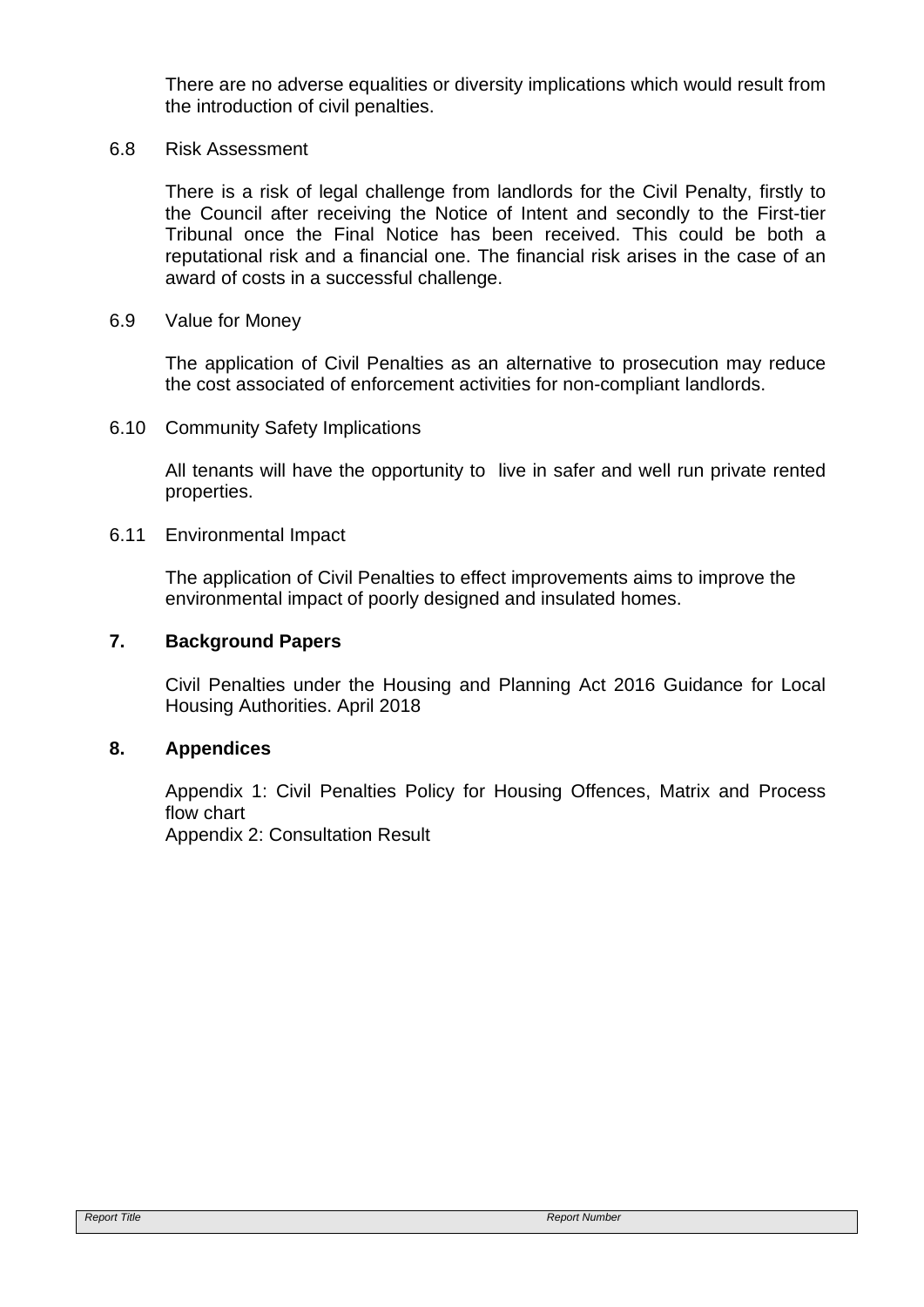There are no adverse equalities or diversity implications which would result from the introduction of civil penalties.

6.8 Risk Assessment

There is a risk of legal challenge from landlords for the Civil Penalty, firstly to the Council after receiving the Notice of Intent and secondly to the First-tier Tribunal once the Final Notice has been received. This could be both a reputational risk and a financial one. The financial risk arises in the case of an award of costs in a successful challenge.

6.9 Value for Money

The application of Civil Penalties as an alternative to prosecution may reduce the cost associated of enforcement activities for non-compliant landlords.

6.10 Community Safety Implications

All tenants will have the opportunity to live in safer and well run private rented properties.

6.11 Environmental Impact

The application of Civil Penalties to effect improvements aims to improve the environmental impact of poorly designed and insulated homes.

## 7. Background Papers

Civil Penalties under the Housing and Planning Act 2016 Guidance for Local Housing Authorities. April 2018

## 8. Appendices

Appendix 1: Civil Penalties Policy for Housing Offences, Matrix and Process flow chart
Appendix 2: Consultation Result